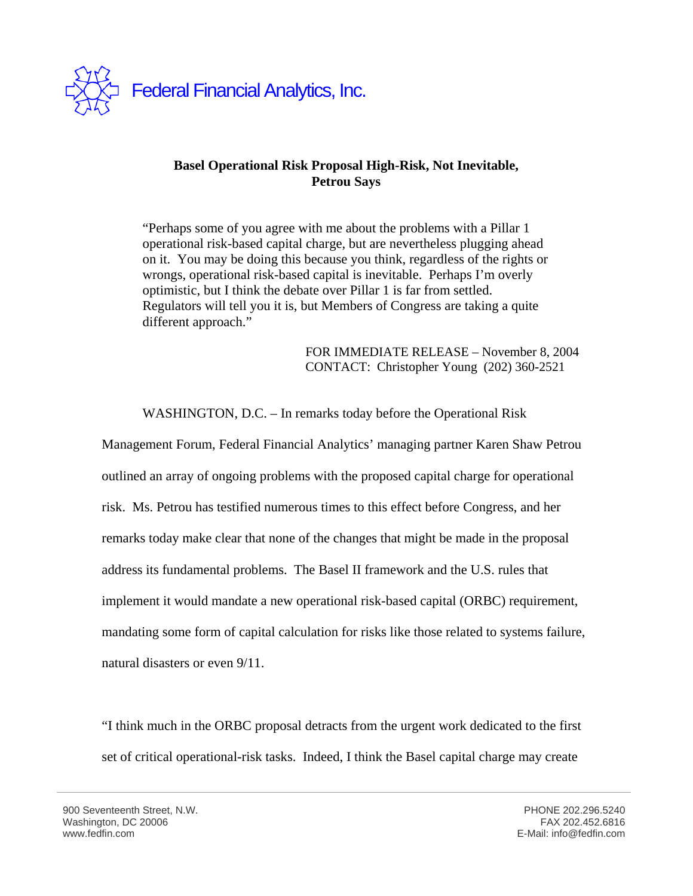Federal Financial Analytics, Inc.

# Basel Operational Risk Proposal High-Risk, Not Inevitable, Petrou Says

> "Perhaps some of you agree with me about the problems with a Pillar 1 operational risk-based capital charge, but are nevertheless plugging ahead on it. You may be doing this because you think, regardless of the rights or wrongs, operational risk-based capital is inevitable. Perhaps I'm overly optimistic, but I think the debate over Pillar 1 is far from settled. Regulators will tell you it is, but Members of Congress are taking a quite different approach."

FOR IMMEDIATE RELEASE – November 8, 2004
CONTACT: Christopher Young (202) 360-2521

WASHINGTON, D.C. – In remarks today before the Operational Risk Management Forum, Federal Financial Analytics' managing partner Karen Shaw Petrou outlined an array of ongoing problems with the proposed capital charge for operational risk. Ms. Petrou has testified numerous times to this effect before Congress, and her remarks today make clear that none of the changes that might be made in the proposal address its fundamental problems. The Basel II framework and the U.S. rules that implement it would mandate a new operational risk-based capital (ORBC) requirement, mandating some form of capital calculation for risks like those related to systems failure, natural disasters or even 9/11.

"I think much in the ORBC proposal detracts from the urgent work dedicated to the first set of critical operational-risk tasks. Indeed, I think the Basel capital charge may create

900 Seventeenth Street, N.W.
Washington, DC 20006
www.fedfin.com

PHONE 202.296.5240
FAX 202.452.6816
E-Mail: info@fedfin.com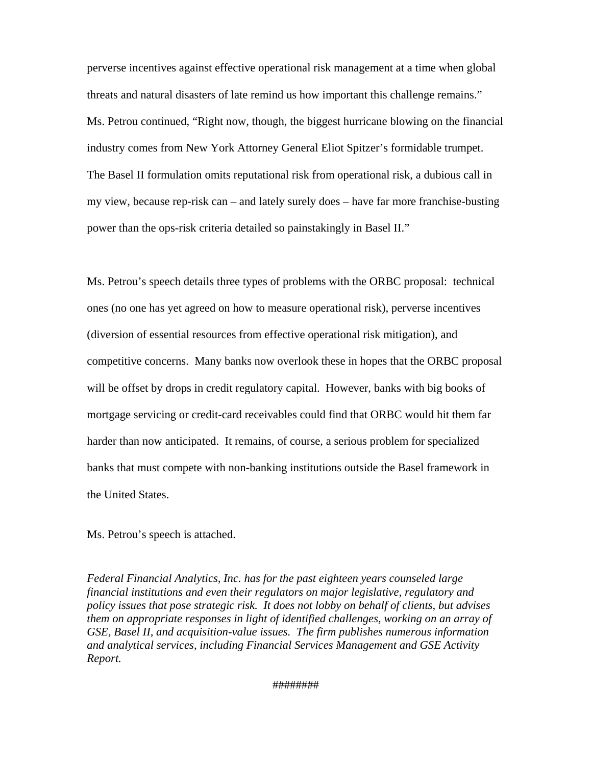perverse incentives against effective operational risk management at a time when global threats and natural disasters of late remind us how important this challenge remains." Ms. Petrou continued, "Right now, though, the biggest hurricane blowing on the financial industry comes from New York Attorney General Eliot Spitzer's formidable trumpet. The Basel II formulation omits reputational risk from operational risk, a dubious call in my view, because rep-risk can – and lately surely does – have far more franchise-busting power than the ops-risk criteria detailed so painstakingly in Basel II."

Ms. Petrou's speech details three types of problems with the ORBC proposal: technical ones (no one has yet agreed on how to measure operational risk), perverse incentives (diversion of essential resources from effective operational risk mitigation), and competitive concerns. Many banks now overlook these in hopes that the ORBC proposal will be offset by drops in credit regulatory capital. However, banks with big books of mortgage servicing or credit-card receivables could find that ORBC would hit them far harder than now anticipated. It remains, of course, a serious problem for specialized banks that must compete with non-banking institutions outside the Basel framework in the United States.

Ms. Petrou's speech is attached.

*Federal Financial Analytics, Inc. has for the past eighteen years counseled large financial institutions and even their regulators on major legislative, regulatory and policy issues that pose strategic risk. It does not lobby on behalf of clients, but advises them on appropriate responses in light of identified challenges, working on an array of GSE, Basel II, and acquisition-value issues. The firm publishes numerous information and analytical services, including Financial Services Management and GSE Activity Report.*

########